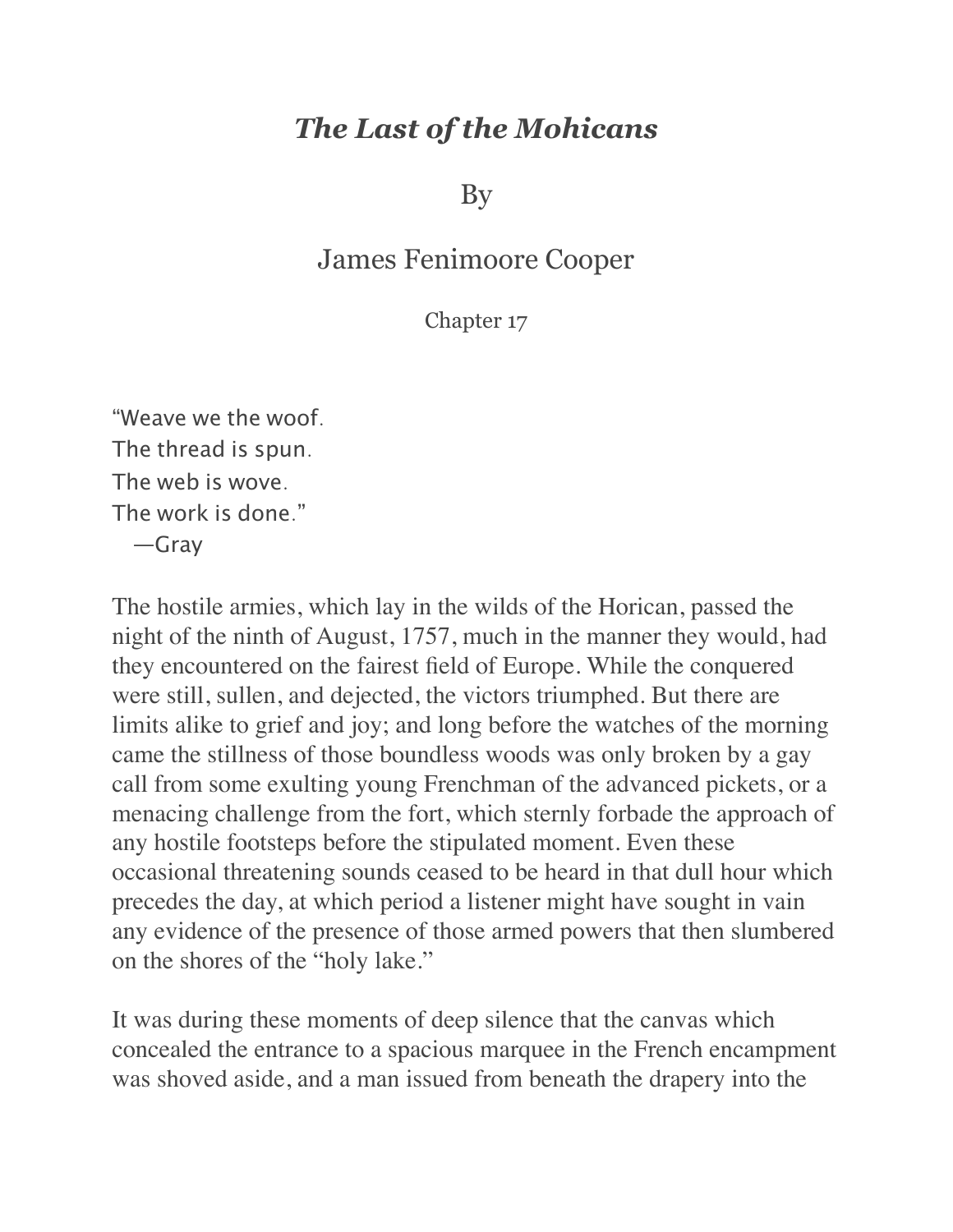# *The Last of the Mohicans*

By

James Fenimoore Cooper

Chapter 17

"Weave we the woof.  
The thread is spun.  
The web is wove.  
The work is done."  
—Gray

The hostile armies, which lay in the wilds of the Horican, passed the night of the ninth of August, 1757, much in the manner they would, had they encountered on the fairest field of Europe. While the conquered were still, sullen, and dejected, the victors triumphed. But there are limits alike to grief and joy; and long before the watches of the morning came the stillness of those boundless woods was only broken by a gay call from some exulting young Frenchman of the advanced pickets, or a menacing challenge from the fort, which sternly forbade the approach of any hostile footsteps before the stipulated moment. Even these occasional threatening sounds ceased to be heard in that dull hour which precedes the day, at which period a listener might have sought in vain any evidence of the presence of those armed powers that then slumbered on the shores of the "holy lake."

It was during these moments of deep silence that the canvas which concealed the entrance to a spacious marquee in the French encampment was shoved aside, and a man issued from beneath the drapery into the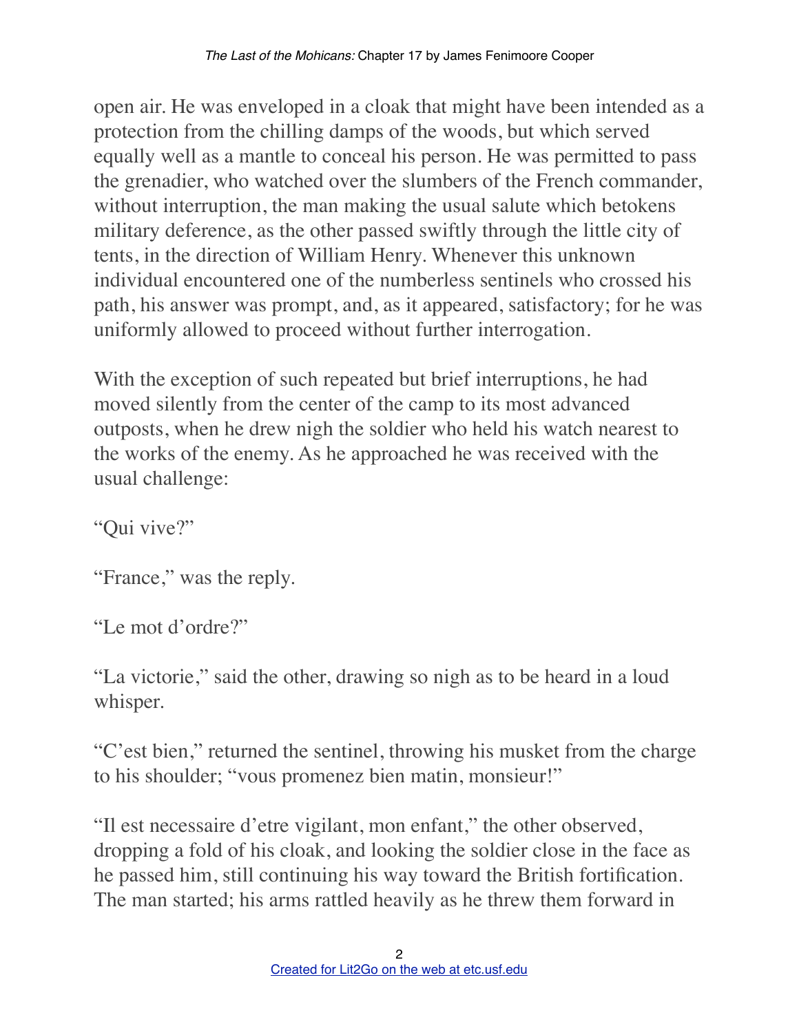open air. He was enveloped in a cloak that might have been intended as a protection from the chilling damps of the woods, but which served equally well as a mantle to conceal his person. He was permitted to pass the grenadier, who watched over the slumbers of the French commander, without interruption, the man making the usual salute which betokens military deference, as the other passed swiftly through the little city of tents, in the direction of William Henry. Whenever this unknown individual encountered one of the numberless sentinels who crossed his path, his answer was prompt, and, as it appeared, satisfactory; for he was uniformly allowed to proceed without further interrogation.

With the exception of such repeated but brief interruptions, he had moved silently from the center of the camp to its most advanced outposts, when he drew nigh the soldier who held his watch nearest to the works of the enemy. As he approached he was received with the usual challenge:

"Qui vive?"

"France," was the reply.

"Le mot d'ordre?"

"La victorie," said the other, drawing so nigh as to be heard in a loud whisper.

"C'est bien," returned the sentinel, throwing his musket from the charge to his shoulder; "vous promenez bien matin, monsieur!"

"Il est necessaire d'etre vigilant, mon enfant," the other observed, dropping a fold of his cloak, and looking the soldier close in the face as he passed him, still continuing his way toward the British fortification. The man started; his arms rattled heavily as he threw them forward in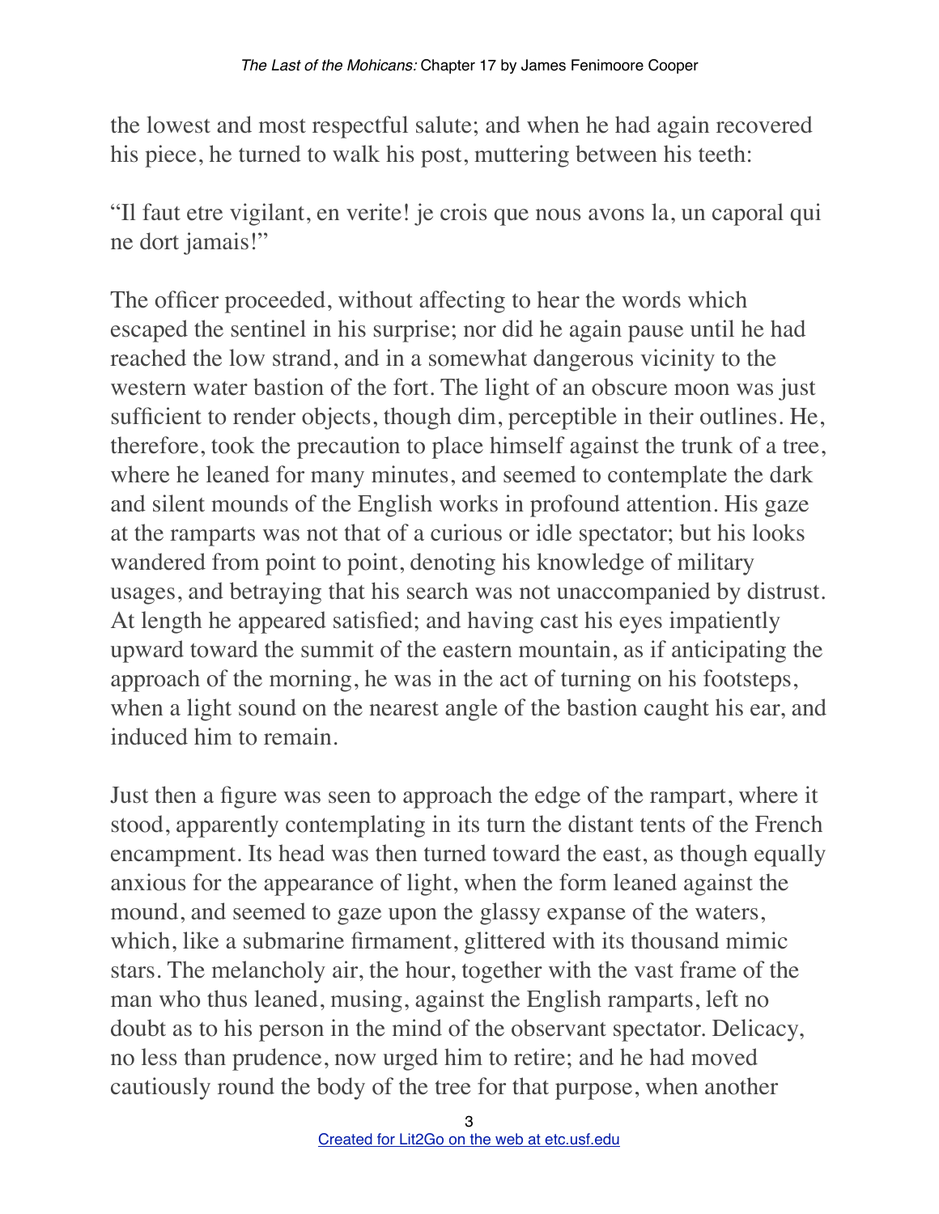the lowest and most respectful salute; and when he had again recovered his piece, he turned to walk his post, muttering between his teeth:

“Il faut etre vigilant, en verite! je crois que nous avons la, un caporal qui ne dort jamais!”

The officer proceeded, without affecting to hear the words which escaped the sentinel in his surprise; nor did he again pause until he had reached the low strand, and in a somewhat dangerous vicinity to the western water bastion of the fort. The light of an obscure moon was just sufficient to render objects, though dim, perceptible in their outlines. He, therefore, took the precaution to place himself against the trunk of a tree, where he leaned for many minutes, and seemed to contemplate the dark and silent mounds of the English works in profound attention. His gaze at the ramparts was not that of a curious or idle spectator; but his looks wandered from point to point, denoting his knowledge of military usages, and betraying that his search was not unaccompanied by distrust. At length he appeared satisfied; and having cast his eyes impatiently upward toward the summit of the eastern mountain, as if anticipating the approach of the morning, he was in the act of turning on his footsteps, when a light sound on the nearest angle of the bastion caught his ear, and induced him to remain.

Just then a figure was seen to approach the edge of the rampart, where it stood, apparently contemplating in its turn the distant tents of the French encampment. Its head was then turned toward the east, as though equally anxious for the appearance of light, when the form leaned against the mound, and seemed to gaze upon the glassy expanse of the waters, which, like a submarine firmament, glittered with its thousand mimic stars. The melancholy air, the hour, together with the vast frame of the man who thus leaned, musing, against the English ramparts, left no doubt as to his person in the mind of the observant spectator. Delicacy, no less than prudence, now urged him to retire; and he had moved cautiously round the body of the tree for that purpose, when another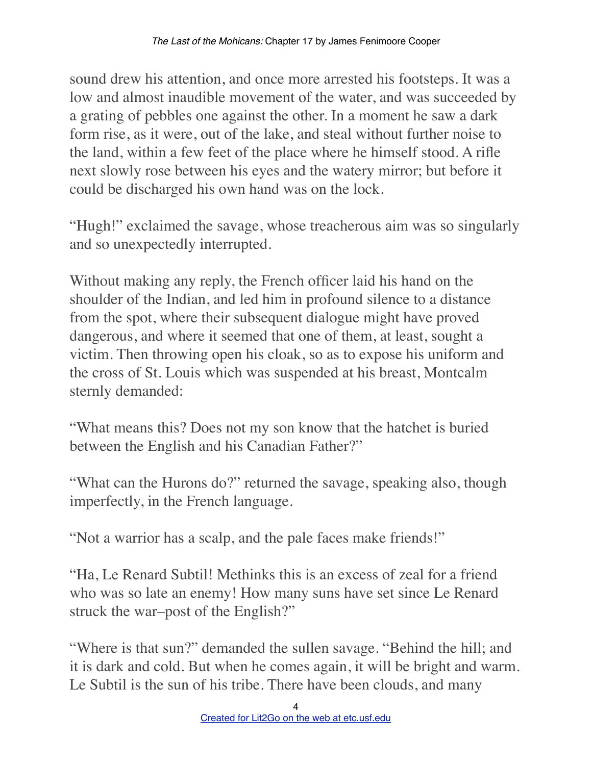sound drew his attention, and once more arrested his footsteps. It was a low and almost inaudible movement of the water, and was succeeded by a grating of pebbles one against the other. In a moment he saw a dark form rise, as it were, out of the lake, and steal without further noise to the land, within a few feet of the place where he himself stood. A rifle next slowly rose between his eyes and the watery mirror; but before it could be discharged his own hand was on the lock.

"Hugh!" exclaimed the savage, whose treacherous aim was so singularly and so unexpectedly interrupted.

Without making any reply, the French officer laid his hand on the shoulder of the Indian, and led him in profound silence to a distance from the spot, where their subsequent dialogue might have proved dangerous, and where it seemed that one of them, at least, sought a victim. Then throwing open his cloak, so as to expose his uniform and the cross of St. Louis which was suspended at his breast, Montcalm sternly demanded:

"What means this? Does not my son know that the hatchet is buried between the English and his Canadian Father?"

"What can the Hurons do?" returned the savage, speaking also, though imperfectly, in the French language.

"Not a warrior has a scalp, and the pale faces make friends!"

"Ha, Le Renard Subtil! Methinks this is an excess of zeal for a friend who was so late an enemy! How many suns have set since Le Renard struck the war–post of the English?"

"Where is that sun?" demanded the sullen savage. "Behind the hill; and it is dark and cold. But when he comes again, it will be bright and warm. Le Subtil is the sun of his tribe. There have been clouds, and many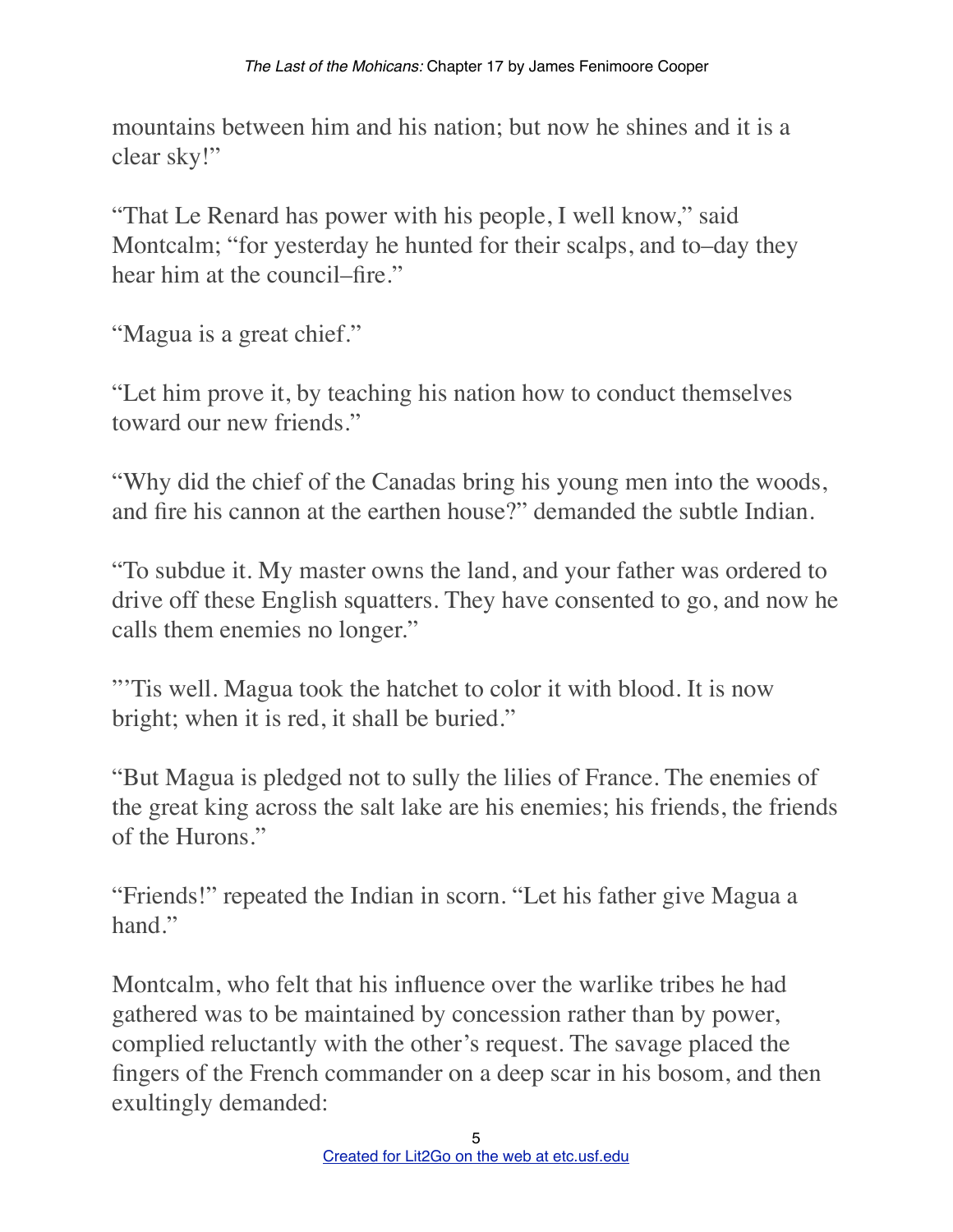mountains between him and his nation; but now he shines and it is a clear sky!"

"That Le Renard has power with his people, I well know," said Montcalm; "for yesterday he hunted for their scalps, and to–day they hear him at the council–fire."

"Magua is a great chief."

"Let him prove it, by teaching his nation how to conduct themselves toward our new friends."

"Why did the chief of the Canadas bring his young men into the woods, and fire his cannon at the earthen house?" demanded the subtle Indian.

"To subdue it. My master owns the land, and your father was ordered to drive off these English squatters. They have consented to go, and now he calls them enemies no longer."

"'Tis well. Magua took the hatchet to color it with blood. It is now bright; when it is red, it shall be buried."

"But Magua is pledged not to sully the lilies of France. The enemies of the great king across the salt lake are his enemies; his friends, the friends of the Hurons."

"Friends!" repeated the Indian in scorn. "Let his father give Magua a hand."

Montcalm, who felt that his influence over the warlike tribes he had gathered was to be maintained by concession rather than by power, complied reluctantly with the other's request. The savage placed the fingers of the French commander on a deep scar in his bosom, and then exultingly demanded: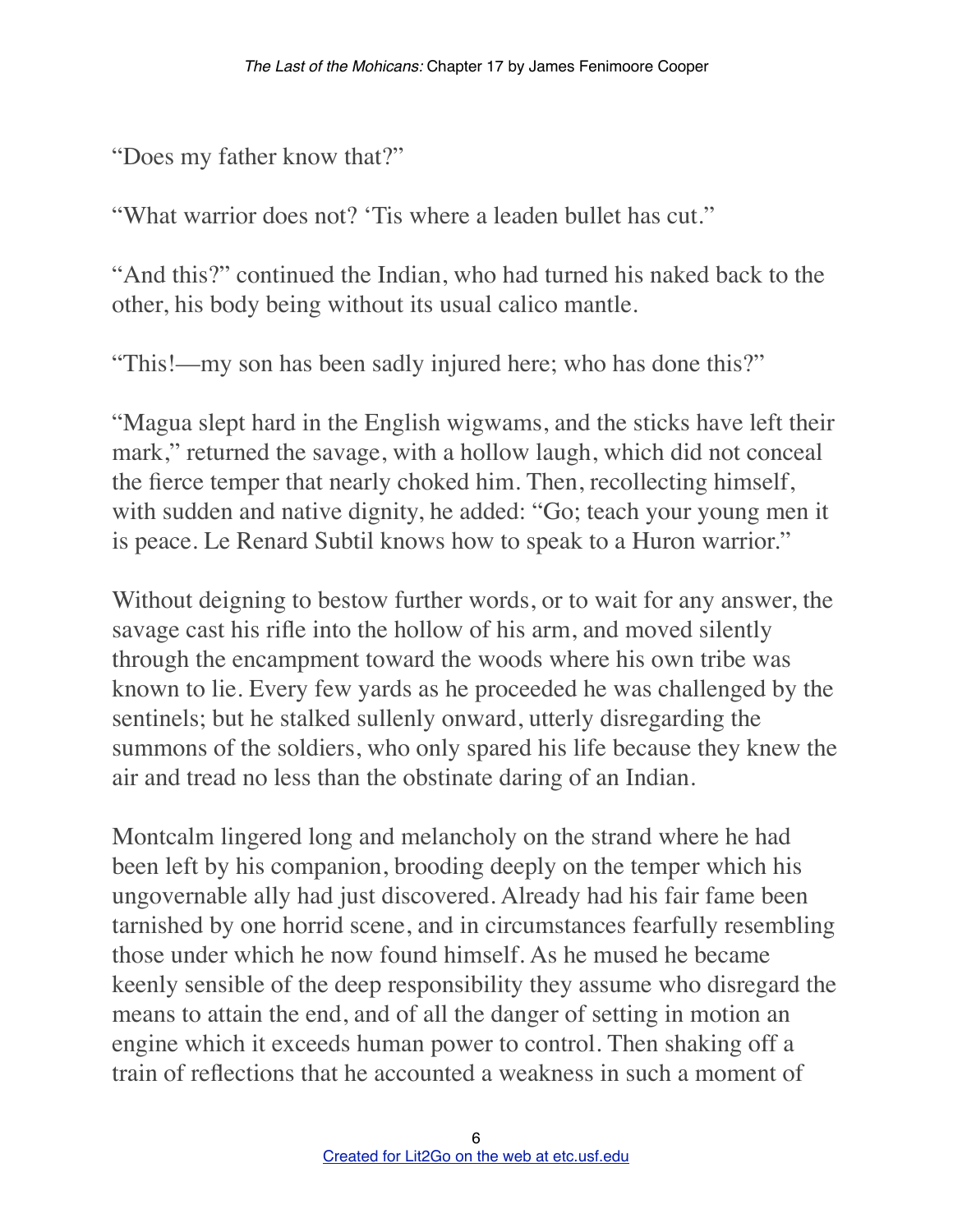"Does my father know that?"

"What warrior does not? 'Tis where a leaden bullet has cut."

"And this?" continued the Indian, who had turned his naked back to the other, his body being without its usual calico mantle.

"This!—my son has been sadly injured here; who has done this?"

"Magua slept hard in the English wigwams, and the sticks have left their mark," returned the savage, with a hollow laugh, which did not conceal the fierce temper that nearly choked him. Then, recollecting himself, with sudden and native dignity, he added: "Go; teach your young men it is peace. Le Renard Subtil knows how to speak to a Huron warrior."

Without deigning to bestow further words, or to wait for any answer, the savage cast his rifle into the hollow of his arm, and moved silently through the encampment toward the woods where his own tribe was known to lie. Every few yards as he proceeded he was challenged by the sentinels; but he stalked sullenly onward, utterly disregarding the summons of the soldiers, who only spared his life because they knew the air and tread no less than the obstinate daring of an Indian.

Montcalm lingered long and melancholy on the strand where he had been left by his companion, brooding deeply on the temper which his ungovernable ally had just discovered. Already had his fair fame been tarnished by one horrid scene, and in circumstances fearfully resembling those under which he now found himself. As he mused he became keenly sensible of the deep responsibility they assume who disregard the means to attain the end, and of all the danger of setting in motion an engine which it exceeds human power to control. Then shaking off a train of reflections that he accounted a weakness in such a moment of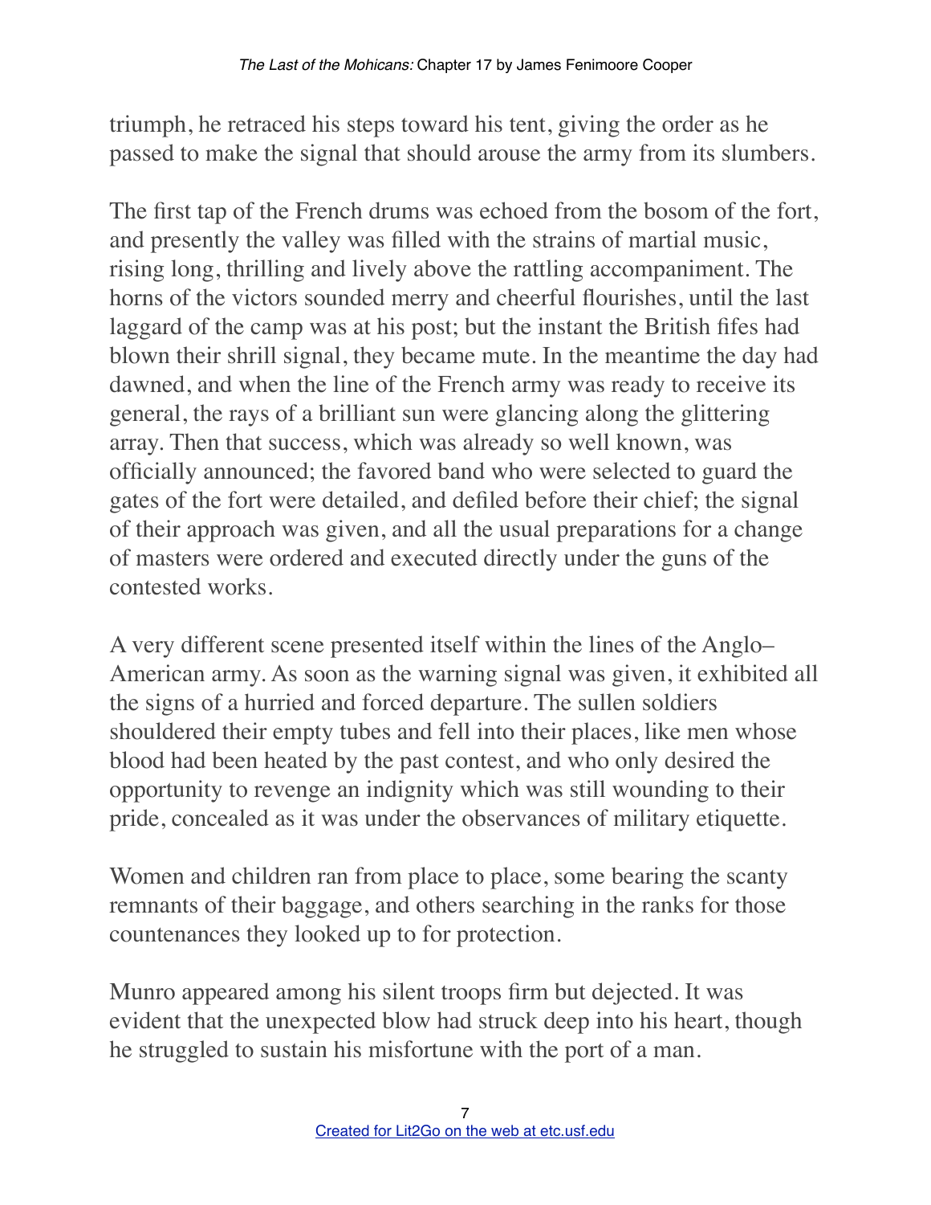triumph, he retraced his steps toward his tent, giving the order as he passed to make the signal that should arouse the army from its slumbers.

The first tap of the French drums was echoed from the bosom of the fort, and presently the valley was filled with the strains of martial music, rising long, thrilling and lively above the rattling accompaniment. The horns of the victors sounded merry and cheerful flourishes, until the last laggard of the camp was at his post; but the instant the British fifes had blown their shrill signal, they became mute. In the meantime the day had dawned, and when the line of the French army was ready to receive its general, the rays of a brilliant sun were glancing along the glittering array. Then that success, which was already so well known, was officially announced; the favored band who were selected to guard the gates of the fort were detailed, and defiled before their chief; the signal of their approach was given, and all the usual preparations for a change of masters were ordered and executed directly under the guns of the contested works.

A very different scene presented itself within the lines of the Anglo–American army. As soon as the warning signal was given, it exhibited all the signs of a hurried and forced departure. The sullen soldiers shouldered their empty tubes and fell into their places, like men whose blood had been heated by the past contest, and who only desired the opportunity to revenge an indignity which was still wounding to their pride, concealed as it was under the observances of military etiquette.

Women and children ran from place to place, some bearing the scanty remnants of their baggage, and others searching in the ranks for those countenances they looked up to for protection.

Munro appeared among his silent troops firm but dejected. It was evident that the unexpected blow had struck deep into his heart, though he struggled to sustain his misfortune with the port of a man.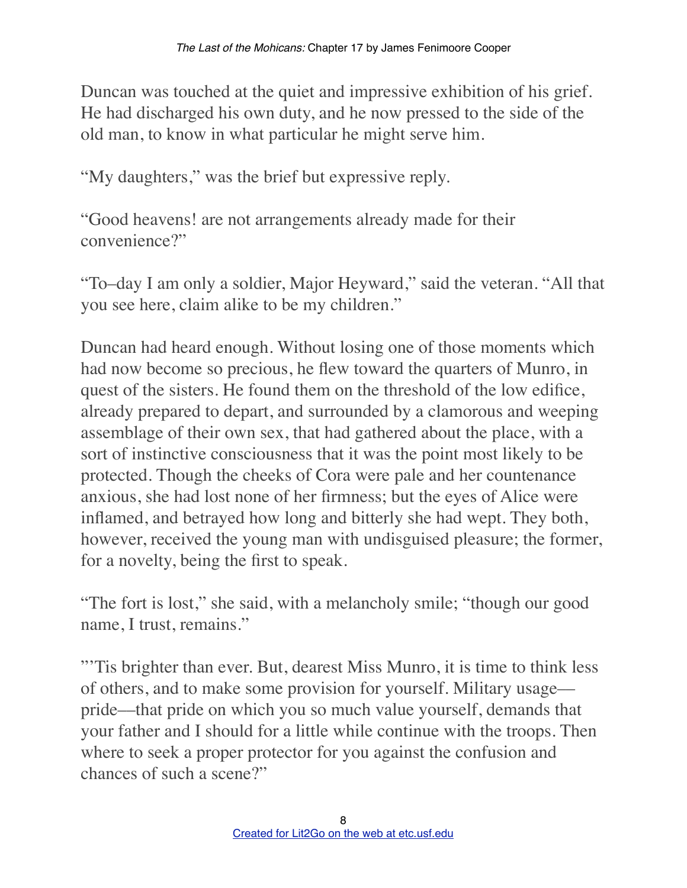Duncan was touched at the quiet and impressive exhibition of his grief. He had discharged his own duty, and he now pressed to the side of the old man, to know in what particular he might serve him.

“My daughters,” was the brief but expressive reply.

“Good heavens! are not arrangements already made for their convenience?”

“To–day I am only a soldier, Major Heyward,” said the veteran. “All that you see here, claim alike to be my children.”

Duncan had heard enough. Without losing one of those moments which had now become so precious, he flew toward the quarters of Munro, in quest of the sisters. He found them on the threshold of the low edifice, already prepared to depart, and surrounded by a clamorous and weeping assemblage of their own sex, that had gathered about the place, with a sort of instinctive consciousness that it was the point most likely to be protected. Though the cheeks of Cora were pale and her countenance anxious, she had lost none of her firmness; but the eyes of Alice were inflamed, and betrayed how long and bitterly she had wept. They both, however, received the young man with undisguised pleasure; the former, for a novelty, being the first to speak.

“The fort is lost,” she said, with a melancholy smile; “though our good name, I trust, remains.”

"’Tis brighter than ever. But, dearest Miss Munro, it is time to think less of others, and to make some provision for yourself. Military usage—pride—that pride on which you so much value yourself, demands that your father and I should for a little while continue with the troops. Then where to seek a proper protector for you against the confusion and chances of such a scene?”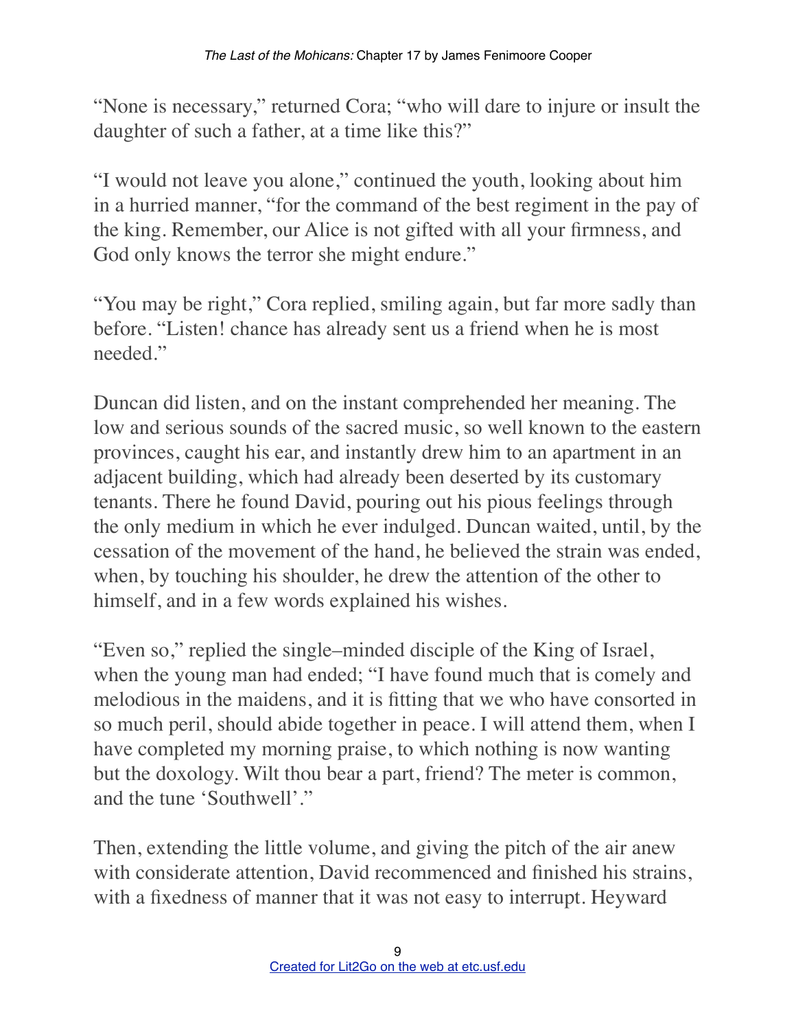"None is necessary," returned Cora; "who will dare to injure or insult the daughter of such a father, at a time like this?"

"I would not leave you alone," continued the youth, looking about him in a hurried manner, "for the command of the best regiment in the pay of the king. Remember, our Alice is not gifted with all your firmness, and God only knows the terror she might endure."

"You may be right," Cora replied, smiling again, but far more sadly than before. "Listen! chance has already sent us a friend when he is most needed."

Duncan did listen, and on the instant comprehended her meaning. The low and serious sounds of the sacred music, so well known to the eastern provinces, caught his ear, and instantly drew him to an apartment in an adjacent building, which had already been deserted by its customary tenants. There he found David, pouring out his pious feelings through the only medium in which he ever indulged. Duncan waited, until, by the cessation of the movement of the hand, he believed the strain was ended, when, by touching his shoulder, he drew the attention of the other to himself, and in a few words explained his wishes.

"Even so," replied the single–minded disciple of the King of Israel, when the young man had ended; "I have found much that is comely and melodious in the maidens, and it is fitting that we who have consorted in so much peril, should abide together in peace. I will attend them, when I have completed my morning praise, to which nothing is now wanting but the doxology. Wilt thou bear a part, friend? The meter is common, and the tune 'Southwell'."

Then, extending the little volume, and giving the pitch of the air anew with considerate attention, David recommenced and finished his strains, with a fixedness of manner that it was not easy to interrupt. Heyward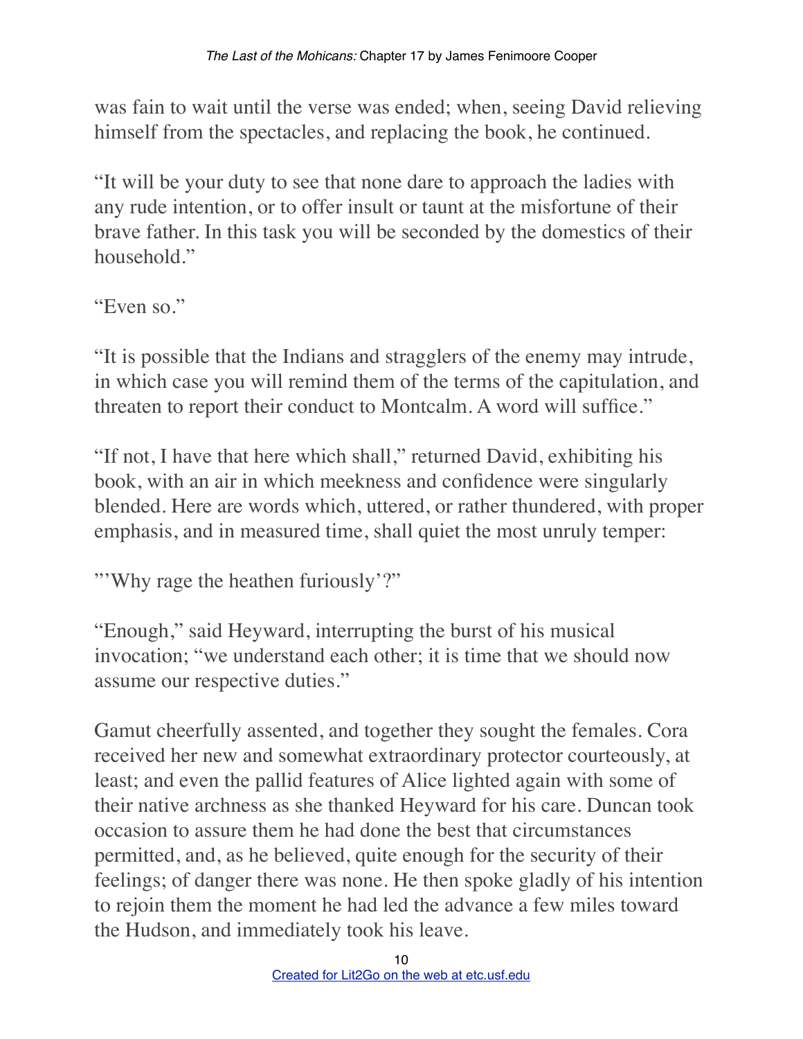was fain to wait until the verse was ended; when, seeing David relieving himself from the spectacles, and replacing the book, he continued.

"It will be your duty to see that none dare to approach the ladies with any rude intention, or to offer insult or taunt at the misfortune of their brave father. In this task you will be seconded by the domestics of their household."

"Even so."

"It is possible that the Indians and stragglers of the enemy may intrude, in which case you will remind them of the terms of the capitulation, and threaten to report their conduct to Montcalm. A word will suffice."

"If not, I have that here which shall," returned David, exhibiting his book, with an air in which meekness and confidence were singularly blended. Here are words which, uttered, or rather thundered, with proper emphasis, and in measured time, shall quiet the most unruly temper:

"'Why rage the heathen furiously'?"

"Enough," said Heyward, interrupting the burst of his musical invocation; "we understand each other; it is time that we should now assume our respective duties."

Gamut cheerfully assented, and together they sought the females. Cora received her new and somewhat extraordinary protector courteously, at least; and even the pallid features of Alice lighted again with some of their native archness as she thanked Heyward for his care. Duncan took occasion to assure them he had done the best that circumstances permitted, and, as he believed, quite enough for the security of their feelings; of danger there was none. He then spoke gladly of his intention to rejoin them the moment he had led the advance a few miles toward the Hudson, and immediately took his leave.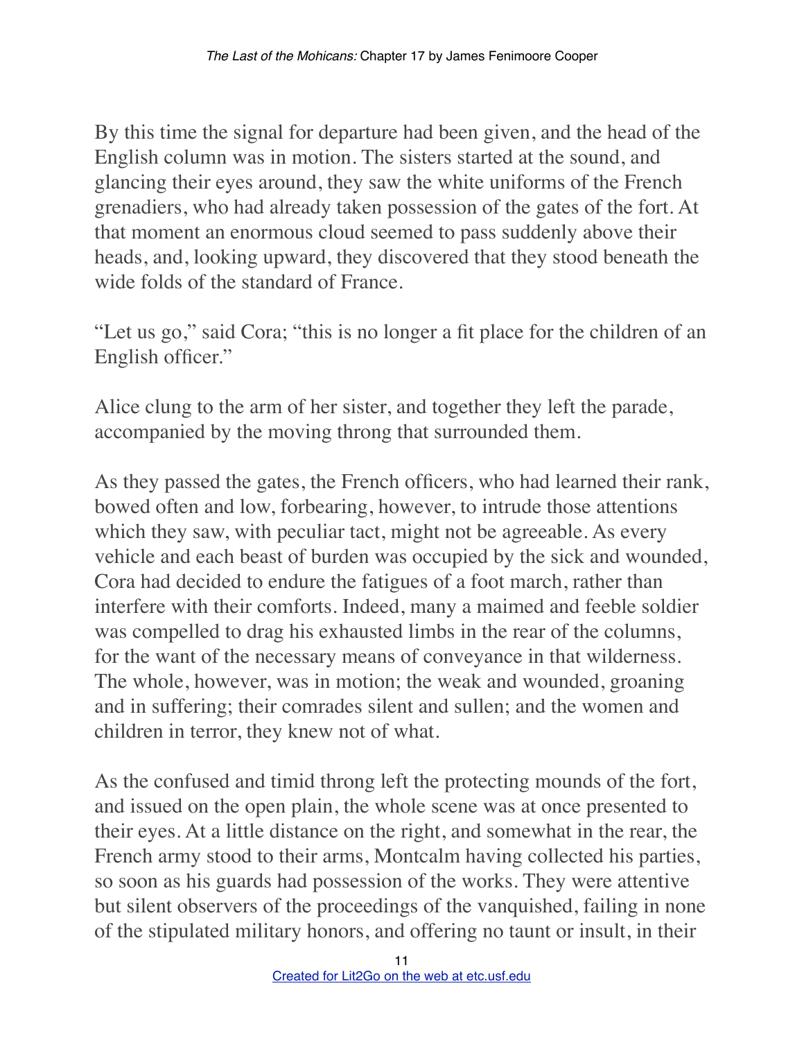By this time the signal for departure had been given, and the head of the English column was in motion. The sisters started at the sound, and glancing their eyes around, they saw the white uniforms of the French grenadiers, who had already taken possession of the gates of the fort. At that moment an enormous cloud seemed to pass suddenly above their heads, and, looking upward, they discovered that they stood beneath the wide folds of the standard of France.

"Let us go," said Cora; "this is no longer a fit place for the children of an English officer."

Alice clung to the arm of her sister, and together they left the parade, accompanied by the moving throng that surrounded them.

As they passed the gates, the French officers, who had learned their rank, bowed often and low, forbearing, however, to intrude those attentions which they saw, with peculiar tact, might not be agreeable. As every vehicle and each beast of burden was occupied by the sick and wounded, Cora had decided to endure the fatigues of a foot march, rather than interfere with their comforts. Indeed, many a maimed and feeble soldier was compelled to drag his exhausted limbs in the rear of the columns, for the want of the necessary means of conveyance in that wilderness. The whole, however, was in motion; the weak and wounded, groaning and in suffering; their comrades silent and sullen; and the women and children in terror, they knew not of what.

As the confused and timid throng left the protecting mounds of the fort, and issued on the open plain, the whole scene was at once presented to their eyes. At a little distance on the right, and somewhat in the rear, the French army stood to their arms, Montcalm having collected his parties, so soon as his guards had possession of the works. They were attentive but silent observers of the proceedings of the vanquished, failing in none of the stipulated military honors, and offering no taunt or insult, in their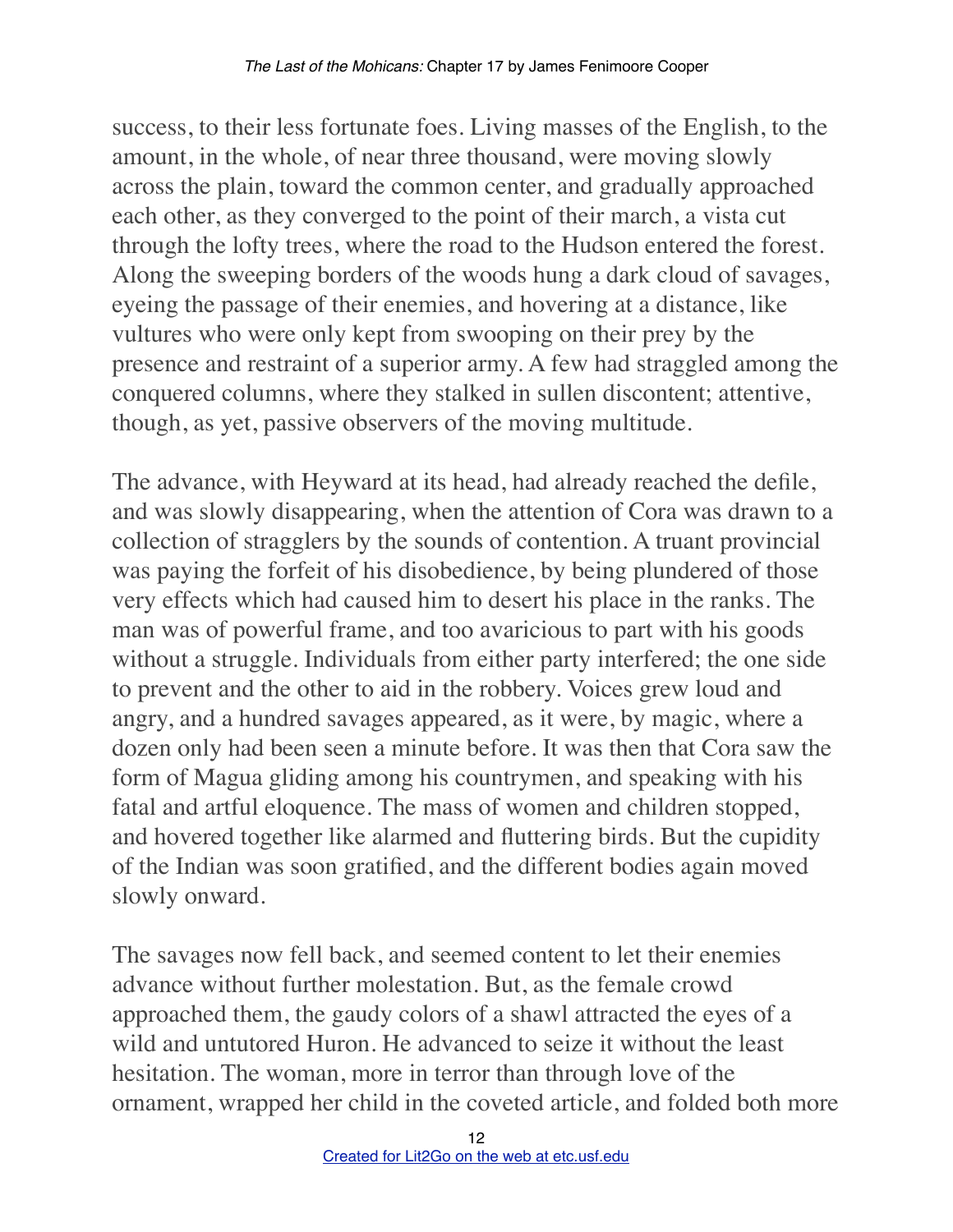success, to their less fortunate foes. Living masses of the English, to the amount, in the whole, of near three thousand, were moving slowly across the plain, toward the common center, and gradually approached each other, as they converged to the point of their march, a vista cut through the lofty trees, where the road to the Hudson entered the forest. Along the sweeping borders of the woods hung a dark cloud of savages, eyeing the passage of their enemies, and hovering at a distance, like vultures who were only kept from swooping on their prey by the presence and restraint of a superior army. A few had straggled among the conquered columns, where they stalked in sullen discontent; attentive, though, as yet, passive observers of the moving multitude.

The advance, with Heyward at its head, had already reached the defile, and was slowly disappearing, when the attention of Cora was drawn to a collection of stragglers by the sounds of contention. A truant provincial was paying the forfeit of his disobedience, by being plundered of those very effects which had caused him to desert his place in the ranks. The man was of powerful frame, and too avaricious to part with his goods without a struggle. Individuals from either party interfered; the one side to prevent and the other to aid in the robbery. Voices grew loud and angry, and a hundred savages appeared, as it were, by magic, where a dozen only had been seen a minute before. It was then that Cora saw the form of Magua gliding among his countrymen, and speaking with his fatal and artful eloquence. The mass of women and children stopped, and hovered together like alarmed and fluttering birds. But the cupidity of the Indian was soon gratified, and the different bodies again moved slowly onward.

The savages now fell back, and seemed content to let their enemies advance without further molestation. But, as the female crowd approached them, the gaudy colors of a shawl attracted the eyes of a wild and untutored Huron. He advanced to seize it without the least hesitation. The woman, more in terror than through love of the ornament, wrapped her child in the coveted article, and folded both more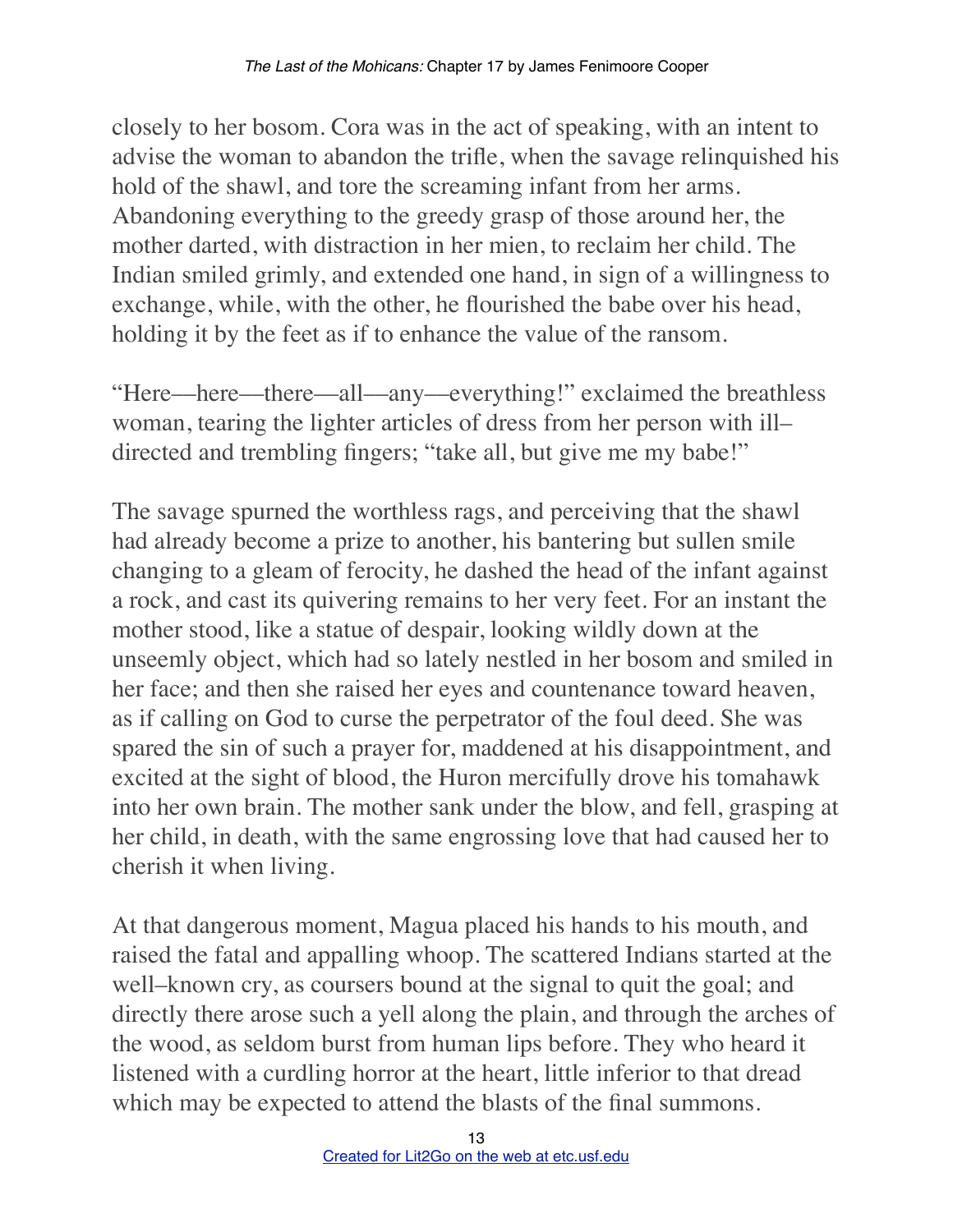closely to her bosom. Cora was in the act of speaking, with an intent to advise the woman to abandon the trifle, when the savage relinquished his hold of the shawl, and tore the screaming infant from her arms. Abandoning everything to the greedy grasp of those around her, the mother darted, with distraction in her mien, to reclaim her child. The Indian smiled grimly, and extended one hand, in sign of a willingness to exchange, while, with the other, he flourished the babe over his head, holding it by the feet as if to enhance the value of the ransom.

"Here—here—there—all—any—everything!" exclaimed the breathless woman, tearing the lighter articles of dress from her person with ill–directed and trembling fingers; "take all, but give me my babe!"

The savage spurned the worthless rags, and perceiving that the shawl had already become a prize to another, his bantering but sullen smile changing to a gleam of ferocity, he dashed the head of the infant against a rock, and cast its quivering remains to her very feet. For an instant the mother stood, like a statue of despair, looking wildly down at the unseemly object, which had so lately nestled in her bosom and smiled in her face; and then she raised her eyes and countenance toward heaven, as if calling on God to curse the perpetrator of the foul deed. She was spared the sin of such a prayer for, maddened at his disappointment, and excited at the sight of blood, the Huron mercifully drove his tomahawk into her own brain. The mother sank under the blow, and fell, grasping at her child, in death, with the same engrossing love that had caused her to cherish it when living.

At that dangerous moment, Magua placed his hands to his mouth, and raised the fatal and appalling whoop. The scattered Indians started at the well–known cry, as coursers bound at the signal to quit the goal; and directly there arose such a yell along the plain, and through the arches of the wood, as seldom burst from human lips before. They who heard it listened with a curdling horror at the heart, little inferior to that dread which may be expected to attend the blasts of the final summons.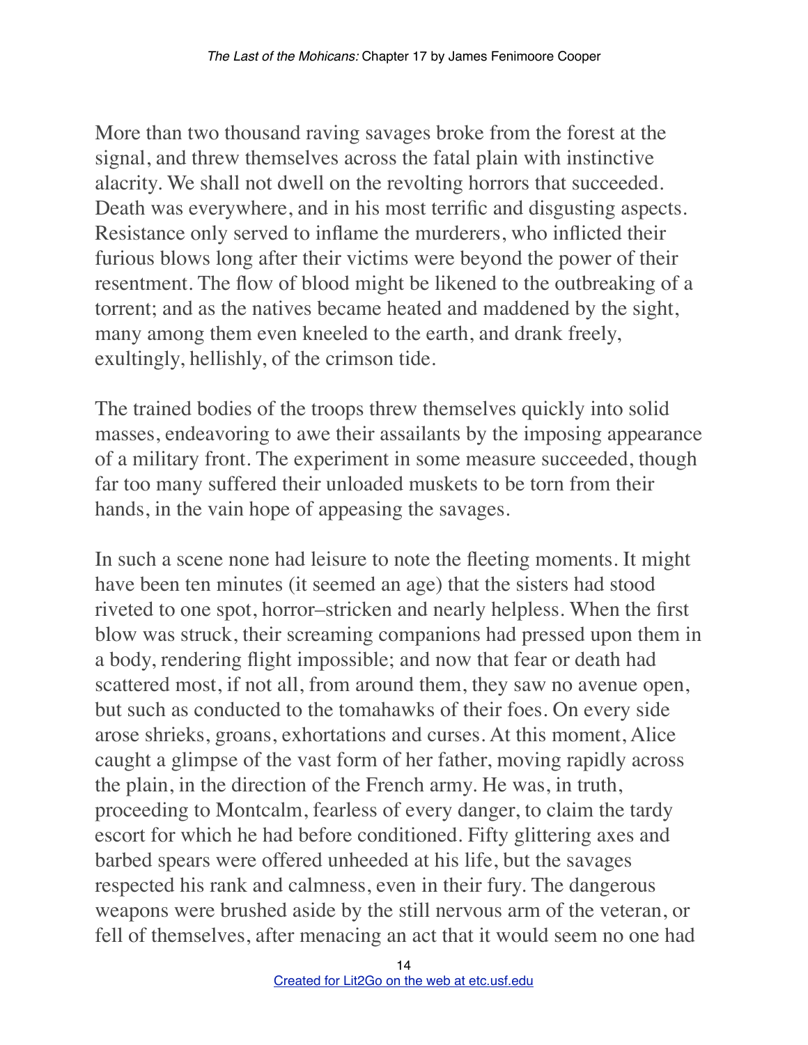More than two thousand raving savages broke from the forest at the signal, and threw themselves across the fatal plain with instinctive alacrity. We shall not dwell on the revolting horrors that succeeded. Death was everywhere, and in his most terrific and disgusting aspects. Resistance only served to inflame the murderers, who inflicted their furious blows long after their victims were beyond the power of their resentment. The flow of blood might be likened to the outbreaking of a torrent; and as the natives became heated and maddened by the sight, many among them even kneeled to the earth, and drank freely, exultingly, hellishly, of the crimson tide.

The trained bodies of the troops threw themselves quickly into solid masses, endeavoring to awe their assailants by the imposing appearance of a military front. The experiment in some measure succeeded, though far too many suffered their unloaded muskets to be torn from their hands, in the vain hope of appeasing the savages.

In such a scene none had leisure to note the fleeting moments. It might have been ten minutes (it seemed an age) that the sisters had stood riveted to one spot, horror–stricken and nearly helpless. When the first blow was struck, their screaming companions had pressed upon them in a body, rendering flight impossible; and now that fear or death had scattered most, if not all, from around them, they saw no avenue open, but such as conducted to the tomahawks of their foes. On every side arose shrieks, groans, exhortations and curses. At this moment, Alice caught a glimpse of the vast form of her father, moving rapidly across the plain, in the direction of the French army. He was, in truth, proceeding to Montcalm, fearless of every danger, to claim the tardy escort for which he had before conditioned. Fifty glittering axes and barbed spears were offered unheeded at his life, but the savages respected his rank and calmness, even in their fury. The dangerous weapons were brushed aside by the still nervous arm of the veteran, or fell of themselves, after menacing an act that it would seem no one had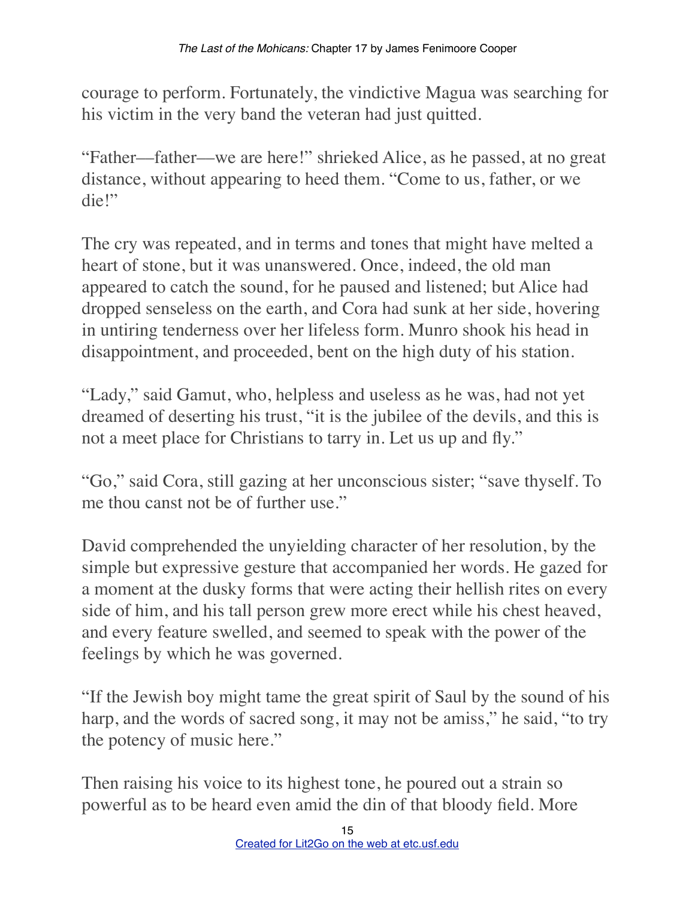courage to perform. Fortunately, the vindictive Magua was searching for his victim in the very band the veteran had just quitted.

"Father—father—we are here!" shrieked Alice, as he passed, at no great distance, without appearing to heed them. "Come to us, father, or we die!"

The cry was repeated, and in terms and tones that might have melted a heart of stone, but it was unanswered. Once, indeed, the old man appeared to catch the sound, for he paused and listened; but Alice had dropped senseless on the earth, and Cora had sunk at her side, hovering in untiring tenderness over her lifeless form. Munro shook his head in disappointment, and proceeded, bent on the high duty of his station.

"Lady," said Gamut, who, helpless and useless as he was, had not yet dreamed of deserting his trust, "it is the jubilee of the devils, and this is not a meet place for Christians to tarry in. Let us up and fly."

"Go," said Cora, still gazing at her unconscious sister; "save thyself. To me thou canst not be of further use."

David comprehended the unyielding character of her resolution, by the simple but expressive gesture that accompanied her words. He gazed for a moment at the dusky forms that were acting their hellish rites on every side of him, and his tall person grew more erect while his chest heaved, and every feature swelled, and seemed to speak with the power of the feelings by which he was governed.

"If the Jewish boy might tame the great spirit of Saul by the sound of his harp, and the words of sacred song, it may not be amiss," he said, "to try the potency of music here."

Then raising his voice to its highest tone, he poured out a strain so powerful as to be heard even amid the din of that bloody field. More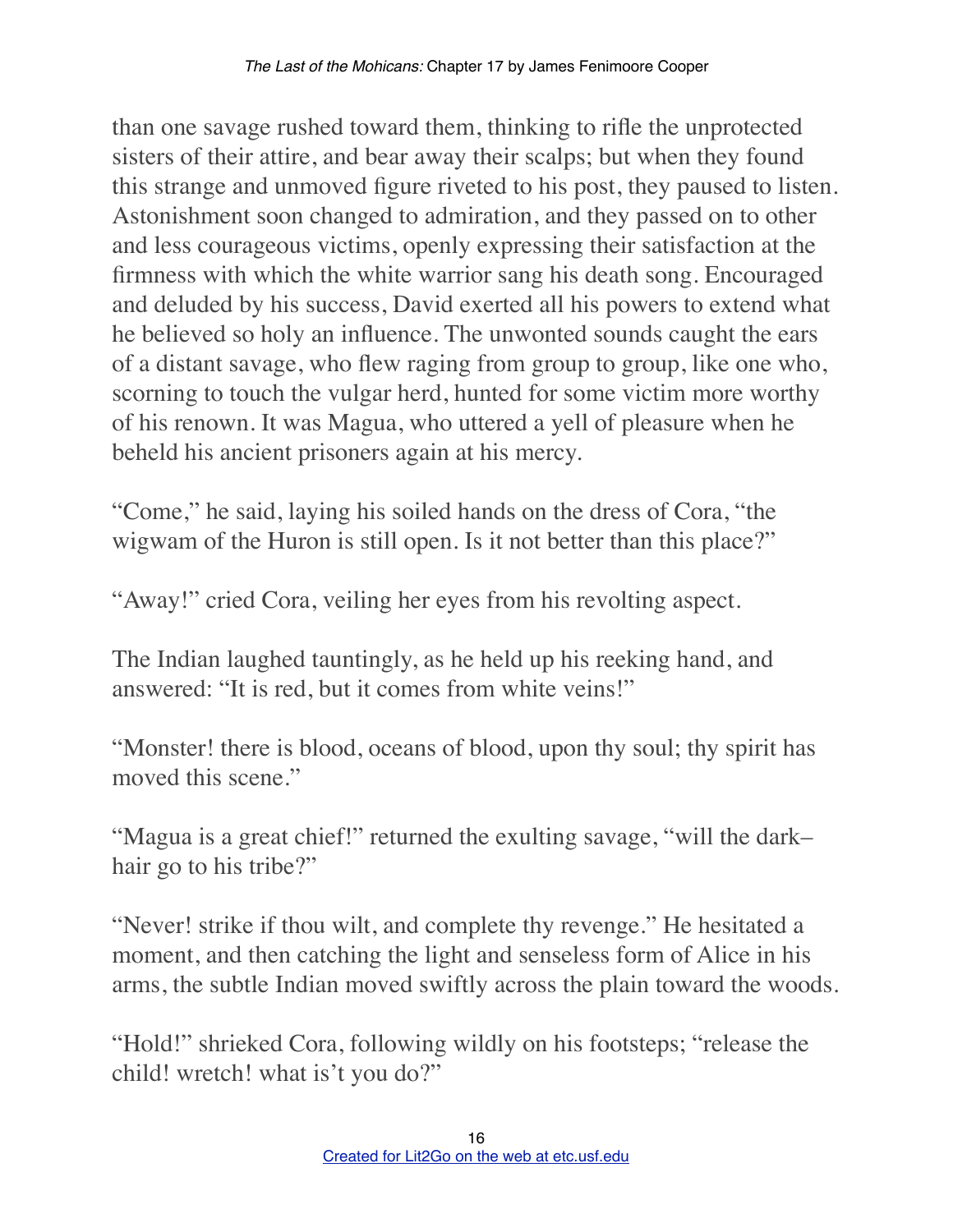than one savage rushed toward them, thinking to rifle the unprotected sisters of their attire, and bear away their scalps; but when they found this strange and unmoved figure riveted to his post, they paused to listen. Astonishment soon changed to admiration, and they passed on to other and less courageous victims, openly expressing their satisfaction at the firmness with which the white warrior sang his death song. Encouraged and deluded by his success, David exerted all his powers to extend what he believed so holy an influence. The unwonted sounds caught the ears of a distant savage, who flew raging from group to group, like one who, scorning to touch the vulgar herd, hunted for some victim more worthy of his renown. It was Magua, who uttered a yell of pleasure when he beheld his ancient prisoners again at his mercy.

"Come," he said, laying his soiled hands on the dress of Cora, "the wigwam of the Huron is still open. Is it not better than this place?"

"Away!" cried Cora, veiling her eyes from his revolting aspect.

The Indian laughed tauntingly, as he held up his reeking hand, and answered: "It is red, but it comes from white veins!"

"Monster! there is blood, oceans of blood, upon thy soul; thy spirit has moved this scene."

"Magua is a great chief!" returned the exulting savage, "will the dark–hair go to his tribe?"

"Never! strike if thou wilt, and complete thy revenge." He hesitated a moment, and then catching the light and senseless form of Alice in his arms, the subtle Indian moved swiftly across the plain toward the woods.

"Hold!" shrieked Cora, following wildly on his footsteps; "release the child! wretch! what is't you do?"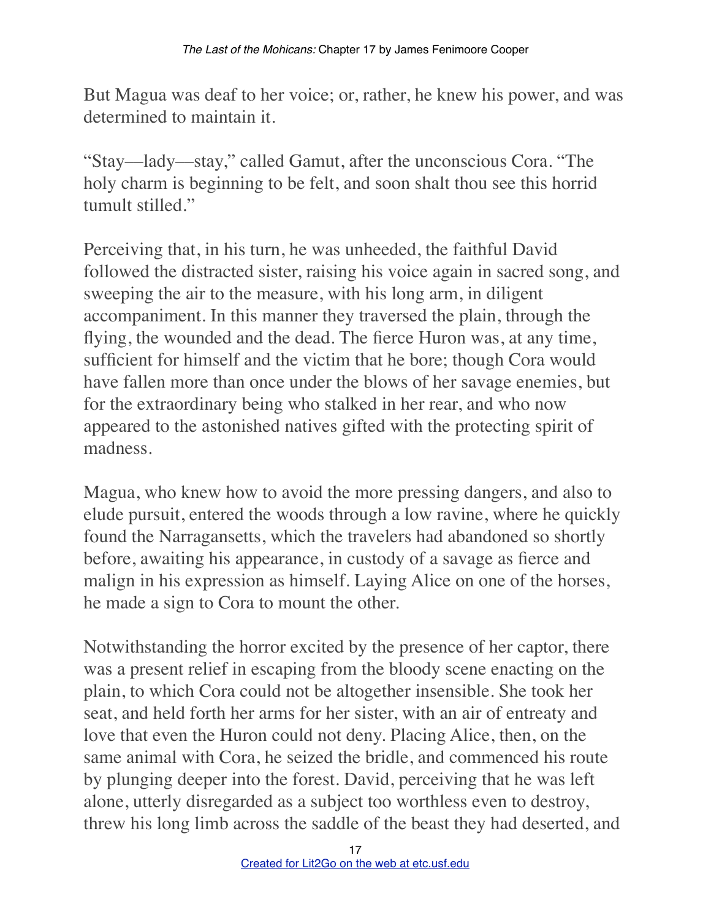But Magua was deaf to her voice; or, rather, he knew his power, and was determined to maintain it.

"Stay—lady—stay," called Gamut, after the unconscious Cora. "The holy charm is beginning to be felt, and soon shalt thou see this horrid tumult stilled."

Perceiving that, in his turn, he was unheeded, the faithful David followed the distracted sister, raising his voice again in sacred song, and sweeping the air to the measure, with his long arm, in diligent accompaniment. In this manner they traversed the plain, through the flying, the wounded and the dead. The fierce Huron was, at any time, sufficient for himself and the victim that he bore; though Cora would have fallen more than once under the blows of her savage enemies, but for the extraordinary being who stalked in her rear, and who now appeared to the astonished natives gifted with the protecting spirit of madness.

Magua, who knew how to avoid the more pressing dangers, and also to elude pursuit, entered the woods through a low ravine, where he quickly found the Narragansetts, which the travelers had abandoned so shortly before, awaiting his appearance, in custody of a savage as fierce and malign in his expression as himself. Laying Alice on one of the horses, he made a sign to Cora to mount the other.

Notwithstanding the horror excited by the presence of her captor, there was a present relief in escaping from the bloody scene enacting on the plain, to which Cora could not be altogether insensible. She took her seat, and held forth her arms for her sister, with an air of entreaty and love that even the Huron could not deny. Placing Alice, then, on the same animal with Cora, he seized the bridle, and commenced his route by plunging deeper into the forest. David, perceiving that he was left alone, utterly disregarded as a subject too worthless even to destroy, threw his long limb across the saddle of the beast they had deserted, and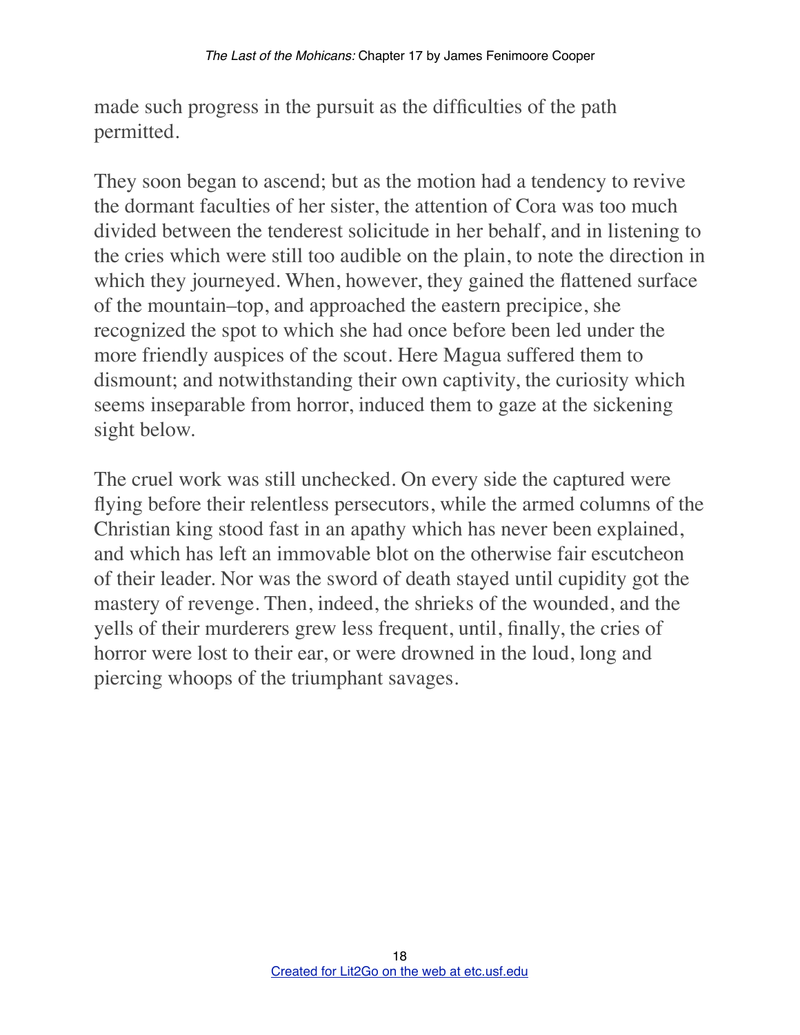made such progress in the pursuit as the difficulties of the path permitted.

They soon began to ascend; but as the motion had a tendency to revive the dormant faculties of her sister, the attention of Cora was too much divided between the tenderest solicitude in her behalf, and in listening to the cries which were still too audible on the plain, to note the direction in which they journeyed. When, however, they gained the flattened surface of the mountain–top, and approached the eastern precipice, she recognized the spot to which she had once before been led under the more friendly auspices of the scout. Here Magua suffered them to dismount; and notwithstanding their own captivity, the curiosity which seems inseparable from horror, induced them to gaze at the sickening sight below.

The cruel work was still unchecked. On every side the captured were flying before their relentless persecutors, while the armed columns of the Christian king stood fast in an apathy which has never been explained, and which has left an immovable blot on the otherwise fair escutcheon of their leader. Nor was the sword of death stayed until cupidity got the mastery of revenge. Then, indeed, the shrieks of the wounded, and the yells of their murderers grew less frequent, until, finally, the cries of horror were lost to their ear, or were drowned in the loud, long and piercing whoops of the triumphant savages.